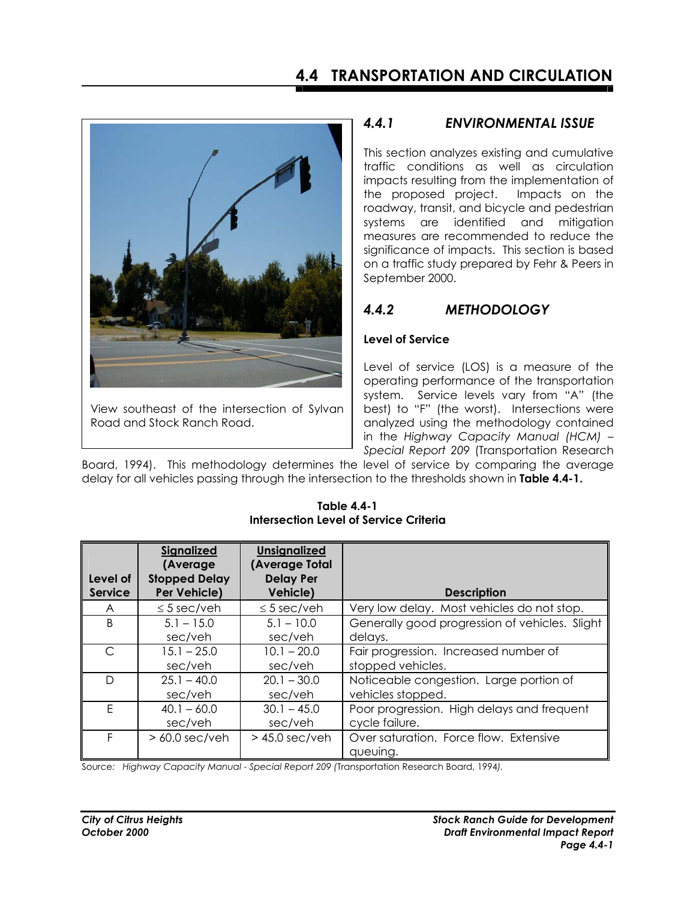# 4.4 TRANSPORTATION AND CIRCULATION

View southeast of the intersection of Sylvan Road and Stock Ranch Road.

## *4.4.1 ENVIRONMENTAL ISSUE*

This section analyzes existing and cumulative traffic conditions as well as circulation impacts resulting from the implementation of the proposed project. Impacts on the roadway, transit, and bicycle and pedestrian systems are identified and mitigation measures are recommended to reduce the significance of impacts. This section is based on a traffic study prepared by Fehr & Peers in September 2000.

## *4.4.2 METHODOLOGY*

### Level of Service

Level of service (LOS) is a measure of the operating performance of the transportation system. Service levels vary from "A" (the best) to "F" (the worst). Intersections were analyzed using the methodology contained in the *Highway Capacity Manual (HCM) – Special Report 209* (Transportation Research Board, 1994). This methodology determines the level of service by comparing the average delay for all vehicles passing through the intersection to the thresholds shown in **Table 4.4-1.**

**Table 4.4-1**
**Intersection Level of Service Criteria**

| Level of Service | Signalized (Average Stopped Delay Per Vehicle) | Unsignalized (Average Total Delay Per Vehicle) | Description |
|---|---|---|---|
| A | ≤ 5 sec/veh | ≤ 5 sec/veh | Very low delay. Most vehicles do not stop. |
| B | 5.1 – 15.0 sec/veh | 5.1 – 10.0 sec/veh | Generally good progression of vehicles. Slight delays. |
| C | 15.1 – 25.0 sec/veh | 10.1 – 20.0 sec/veh | Fair progression. Increased number of stopped vehicles. |
| D | 25.1 – 40.0 sec/veh | 20.1 – 30.0 sec/veh | Noticeable congestion. Large portion of vehicles stopped. |
| E | 40.1 – 60.0 sec/veh | 30.1 – 45.0 sec/veh | Poor progression. High delays and frequent cycle failure. |
| F | > 60.0 sec/veh | > 45.0 sec/veh | Over saturation. Force flow. Extensive queuing. |

Source: *Highway Capacity Manual - Special Report 209* (Transportation Research Board, 1994).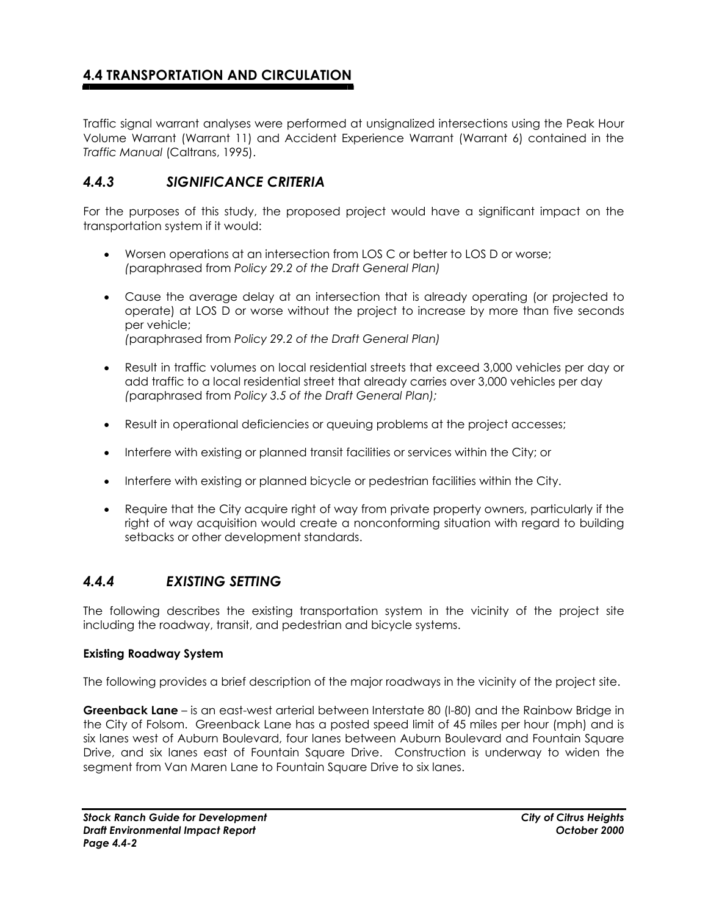## 4.4 TRANSPORTATION AND CIRCULATION

Traffic signal warrant analyses were performed at unsignalized intersections using the Peak Hour Volume Warrant (Warrant 11) and Accident Experience Warrant (Warrant 6) contained in the *Traffic Manual* (Caltrans, 1995).

### *4.4.3 SIGNIFICANCE CRITERIA*

For the purposes of this study, the proposed project would have a significant impact on the transportation system if it would:

- Worsen operations at an intersection from LOS C or better to LOS D or worse; *(*paraphrased from *Policy 29.2 of the Draft General Plan)*
- Cause the average delay at an intersection that is already operating (or projected to operate) at LOS D or worse without the project to increase by more than five seconds per vehicle;
  *(*paraphrased from *Policy 29.2 of the Draft General Plan)*
- Result in traffic volumes on local residential streets that exceed 3,000 vehicles per day or add traffic to a local residential street that already carries over 3,000 vehicles per day *(*paraphrased from *Policy 3.5 of the Draft General Plan);*
- Result in operational deficiencies or queuing problems at the project accesses;
- Interfere with existing or planned transit facilities or services within the City; or
- Interfere with existing or planned bicycle or pedestrian facilities within the City.
- Require that the City acquire right of way from private property owners, particularly if the right of way acquisition would create a nonconforming situation with regard to building setbacks or other development standards.

### *4.4.4 EXISTING SETTING*

The following describes the existing transportation system in the vicinity of the project site including the roadway, transit, and pedestrian and bicycle systems.

**Existing Roadway System**

The following provides a brief description of the major roadways in the vicinity of the project site.

**Greenback Lane** – is an east-west arterial between Interstate 80 (I-80) and the Rainbow Bridge in the City of Folsom. Greenback Lane has a posted speed limit of 45 miles per hour (mph) and is six lanes west of Auburn Boulevard, four lanes between Auburn Boulevard and Fountain Square Drive, and six lanes east of Fountain Square Drive. Construction is underway to widen the segment from Van Maren Lane to Fountain Square Drive to six lanes.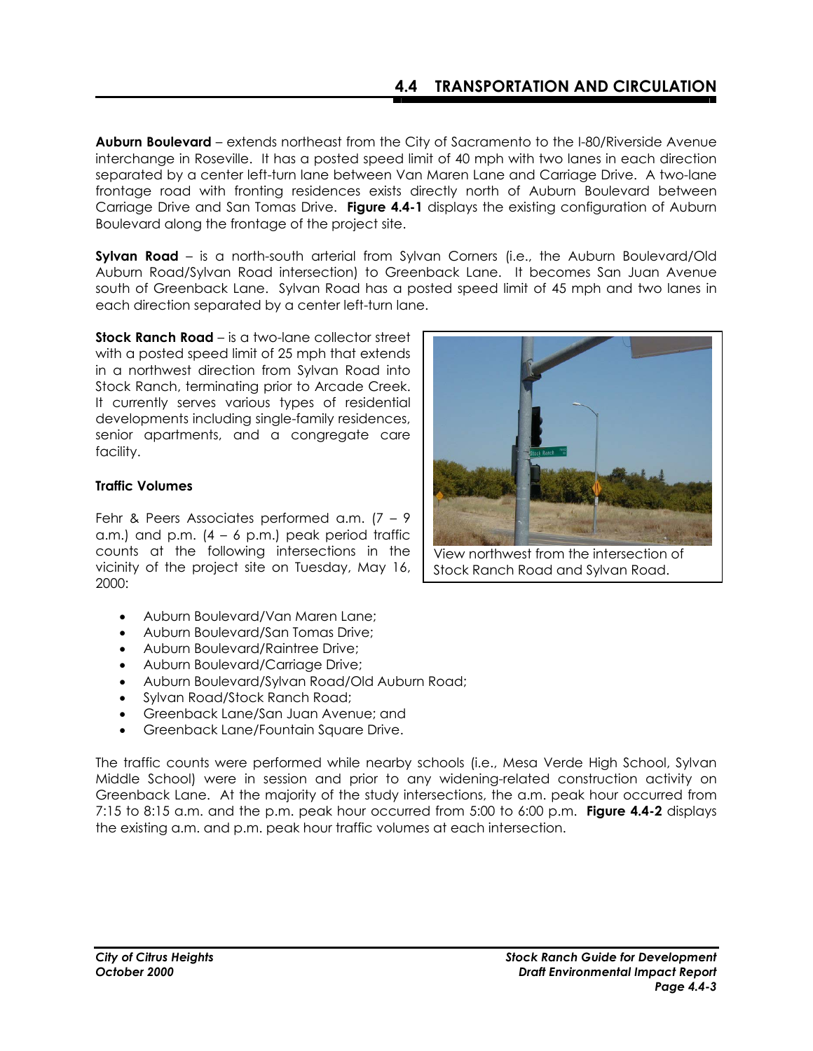**Auburn Boulevard** – extends northeast from the City of Sacramento to the I-80/Riverside Avenue interchange in Roseville. It has a posted speed limit of 40 mph with two lanes in each direction separated by a center left-turn lane between Van Maren Lane and Carriage Drive. A two-lane frontage road with fronting residences exists directly north of Auburn Boulevard between Carriage Drive and San Tomas Drive. **Figure 4.4-1** displays the existing configuration of Auburn Boulevard along the frontage of the project site.

**Sylvan Road** – is a north-south arterial from Sylvan Corners (i.e., the Auburn Boulevard/Old Auburn Road/Sylvan Road intersection) to Greenback Lane. It becomes San Juan Avenue south of Greenback Lane. Sylvan Road has a posted speed limit of 45 mph and two lanes in each direction separated by a center left-turn lane.

**Stock Ranch Road** – is a two-lane collector street with a posted speed limit of 25 mph that extends in a northwest direction from Sylvan Road into Stock Ranch, terminating prior to Arcade Creek. It currently serves various types of residential developments including single-family residences, senior apartments, and a congregate care facility.

View northwest from the intersection of Stock Ranch Road and Sylvan Road.

**Traffic Volumes**

Fehr & Peers Associates performed a.m. (7 – 9 a.m.) and p.m. (4 – 6 p.m.) peak period traffic counts at the following intersections in the vicinity of the project site on Tuesday, May 16, 2000:

- Auburn Boulevard/Van Maren Lane;
- Auburn Boulevard/San Tomas Drive;
- Auburn Boulevard/Raintree Drive;
- Auburn Boulevard/Carriage Drive;
- Auburn Boulevard/Sylvan Road/Old Auburn Road;
- Sylvan Road/Stock Ranch Road;
- Greenback Lane/San Juan Avenue; and
- Greenback Lane/Fountain Square Drive.

The traffic counts were performed while nearby schools (i.e., Mesa Verde High School, Sylvan Middle School) were in session and prior to any widening-related construction activity on Greenback Lane. At the majority of the study intersections, the a.m. peak hour occurred from 7:15 to 8:15 a.m. and the p.m. peak hour occurred from 5:00 to 6:00 p.m. **Figure 4.4-2** displays the existing a.m. and p.m. peak hour traffic volumes at each intersection.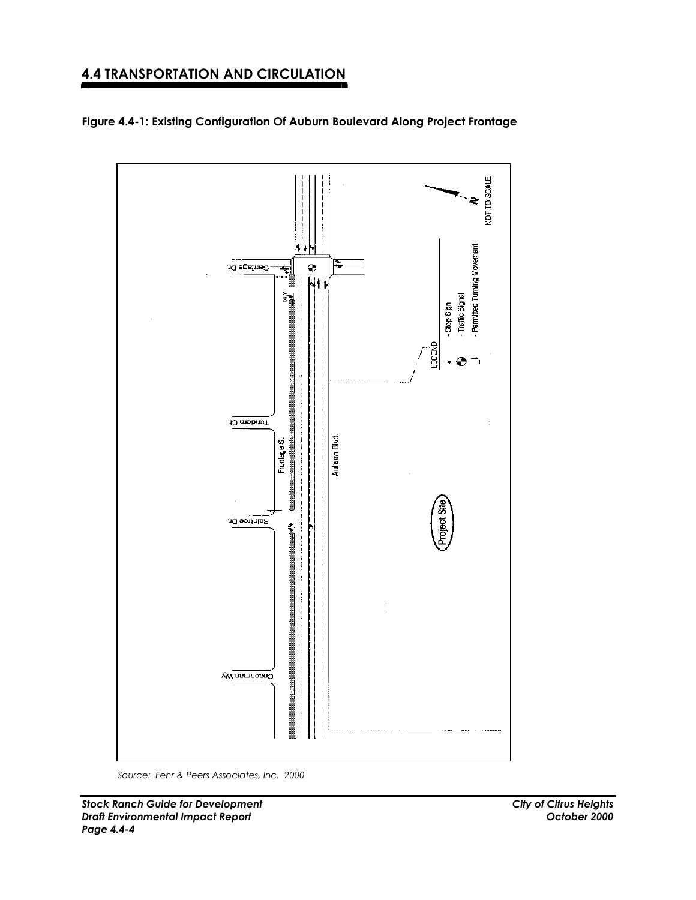## 4.4 TRANSPORTATION AND CIRCULATION

**Figure 4.4-1: Existing Configuration Of Auburn Boulevard Along Project Frontage**

*Source: Fehr & Peers Associates, Inc. 2000*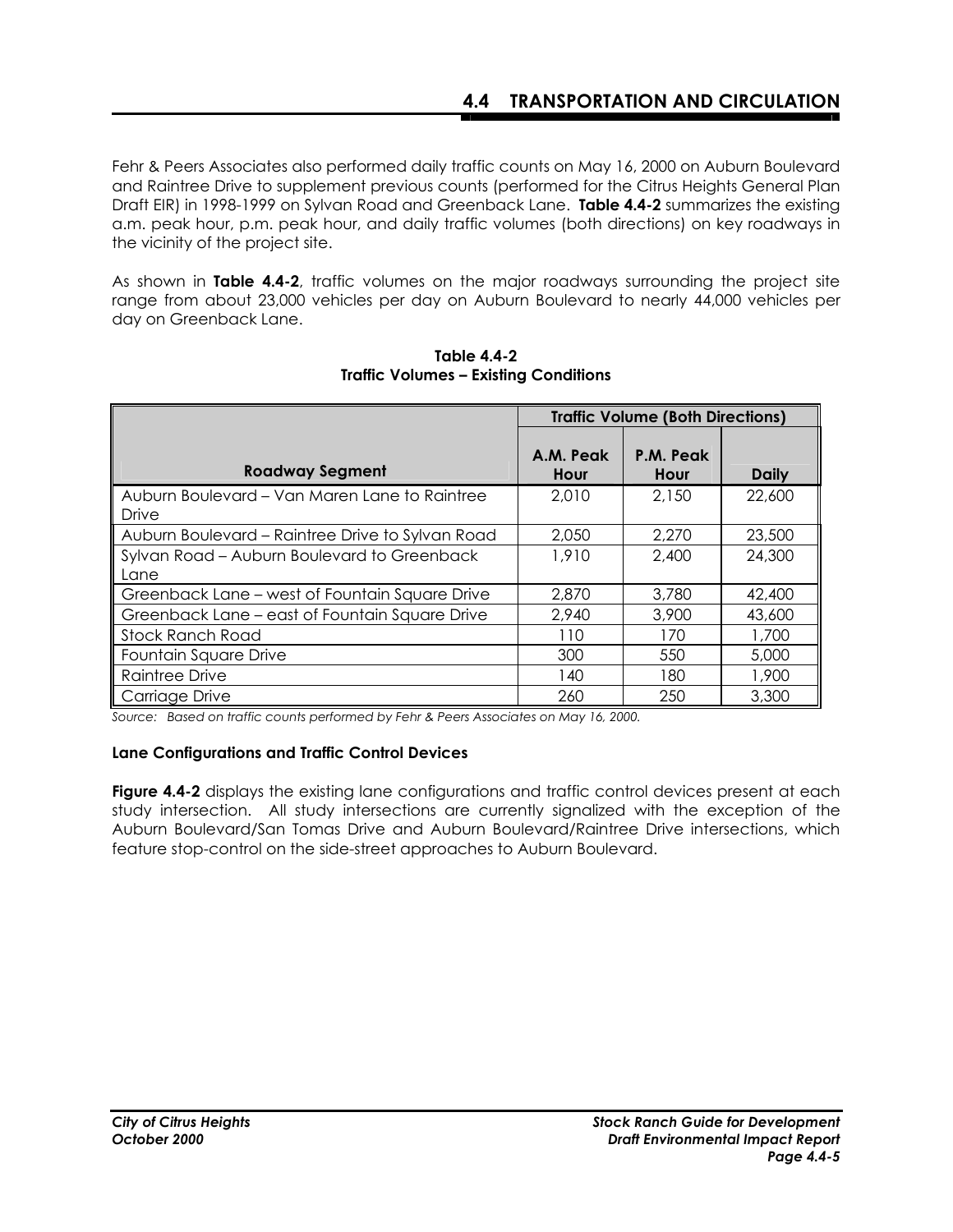Fehr & Peers Associates also performed daily traffic counts on May 16, 2000 on Auburn Boulevard and Raintree Drive to supplement previous counts (performed for the Citrus Heights General Plan Draft EIR) in 1998-1999 on Sylvan Road and Greenback Lane. **Table 4.4-2** summarizes the existing a.m. peak hour, p.m. peak hour, and daily traffic volumes (both directions) on key roadways in the vicinity of the project site.

As shown in **Table 4.4-2**, traffic volumes on the major roadways surrounding the project site range from about 23,000 vehicles per day on Auburn Boulevard to nearly 44,000 vehicles per day on Greenback Lane.

**Table 4.4-2**
**Traffic Volumes – Existing Conditions**

| | Traffic Volume (Both Directions) | | |
|---|---|---|---|
| **Roadway Segment** | **A.M. Peak Hour** | **P.M. Peak Hour** | **Daily** |
| Auburn Boulevard – Van Maren Lane to Raintree Drive | 2,010 | 2,150 | 22,600 |
| Auburn Boulevard – Raintree Drive to Sylvan Road | 2,050 | 2,270 | 23,500 |
| Sylvan Road – Auburn Boulevard to Greenback Lane | 1,910 | 2,400 | 24,300 |
| Greenback Lane – west of Fountain Square Drive | 2,870 | 3,780 | 42,400 |
| Greenback Lane – east of Fountain Square Drive | 2,940 | 3,900 | 43,600 |
| Stock Ranch Road | 110 | 170 | 1,700 |
| Fountain Square Drive | 300 | 550 | 5,000 |
| Raintree Drive | 140 | 180 | 1,900 |
| Carriage Drive | 260 | 250 | 3,300 |

*Source: Based on traffic counts performed by Fehr & Peers Associates on May 16, 2000.*

### Lane Configurations and Traffic Control Devices

**Figure 4.4-2** displays the existing lane configurations and traffic control devices present at each study intersection. All study intersections are currently signalized with the exception of the Auburn Boulevard/San Tomas Drive and Auburn Boulevard/Raintree Drive intersections, which feature stop-control on the side-street approaches to Auburn Boulevard.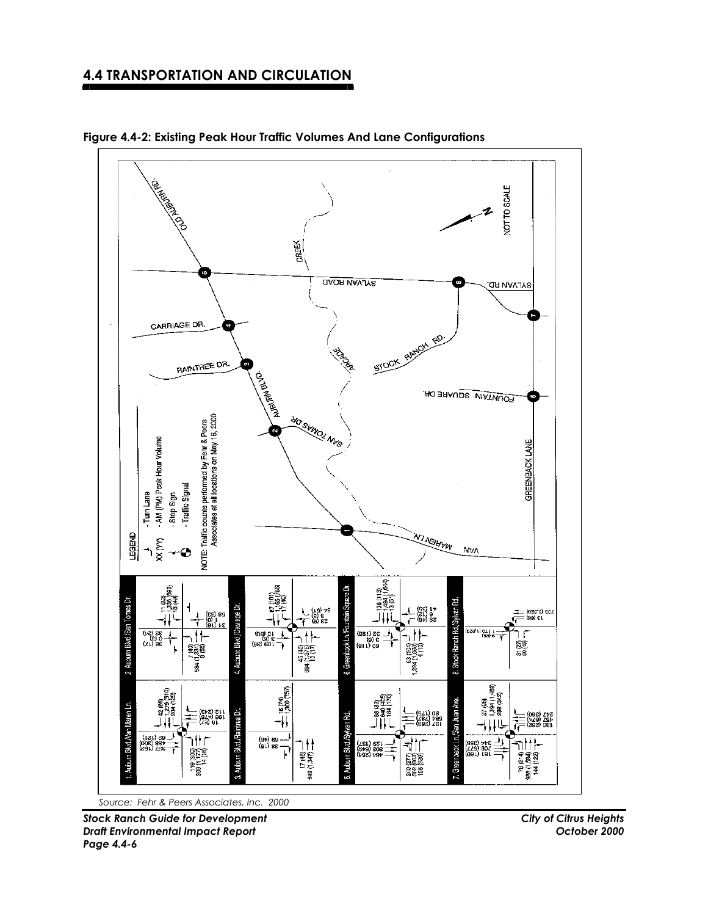## 4.4 TRANSPORTATION AND CIRCULATION

**Figure 4.4-2: Existing Peak Hour Traffic Volumes And Lane Configurations**

*Source: Fehr & Peers Associates, Inc. 2000*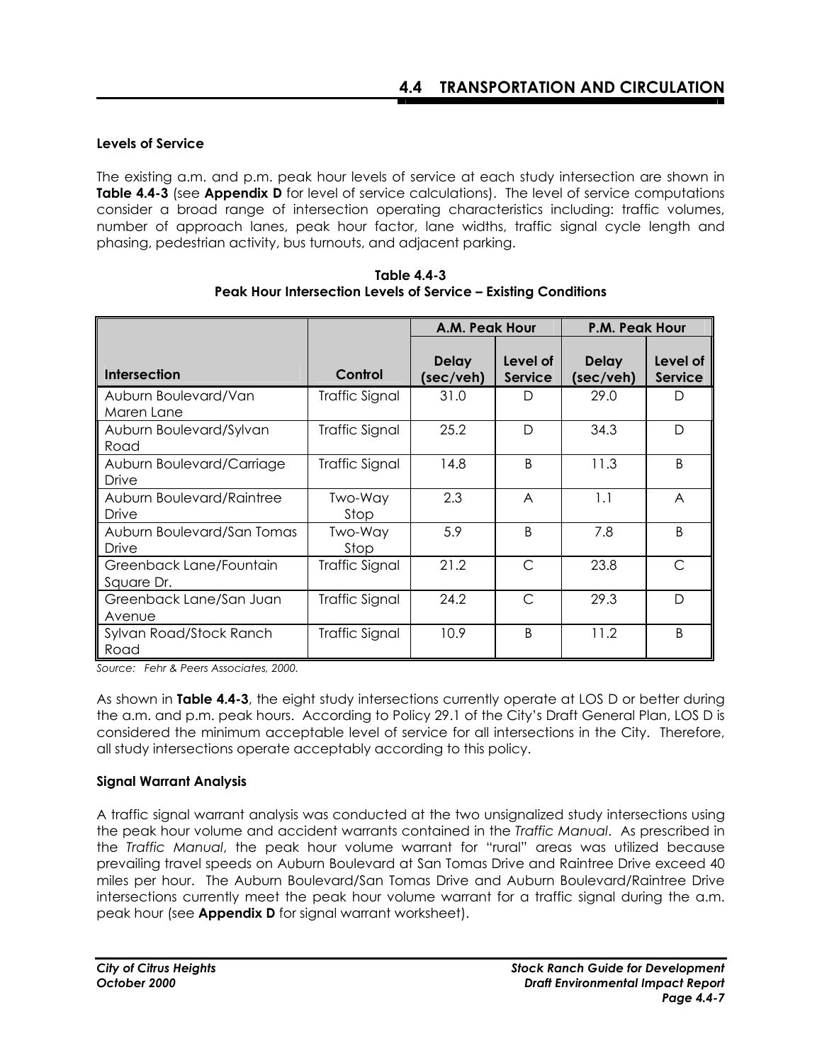### Levels of Service

The existing a.m. and p.m. peak hour levels of service at each study intersection are shown in **Table 4.4-3** (see **Appendix D** for level of service calculations). The level of service computations consider a broad range of intersection operating characteristics including: traffic volumes, number of approach lanes, peak hour factor, lane widths, traffic signal cycle length and phasing, pedestrian activity, bus turnouts, and adjacent parking.

**Table 4.4-3**
**Peak Hour Intersection Levels of Service – Existing Conditions**

| | | A.M. Peak Hour | | P.M. Peak Hour | |
|---|---|---|---|---|---|
| **Intersection** | **Control** | **Delay (sec/veh)** | **Level of Service** | **Delay (sec/veh)** | **Level of Service** |
| Auburn Boulevard/Van Maren Lane | Traffic Signal | 31.0 | D | 29.0 | D |
| Auburn Boulevard/Sylvan Road | Traffic Signal | 25.2 | D | 34.3 | D |
| Auburn Boulevard/Carriage Drive | Traffic Signal | 14.8 | B | 11.3 | B |
| Auburn Boulevard/Raintree Drive | Two-Way Stop | 2.3 | A | 1.1 | A |
| Auburn Boulevard/San Tomas Drive | Two-Way Stop | 5.9 | B | 7.8 | B |
| Greenback Lane/Fountain Square Dr. | Traffic Signal | 21.2 | C | 23.8 | C |
| Greenback Lane/San Juan Avenue | Traffic Signal | 24.2 | C | 29.3 | D |
| Sylvan Road/Stock Ranch Road | Traffic Signal | 10.9 | B | 11.2 | B |

*Source: Fehr & Peers Associates, 2000.*

As shown in **Table 4.4-3**, the eight study intersections currently operate at LOS D or better during the a.m. and p.m. peak hours. According to Policy 29.1 of the City's Draft General Plan, LOS D is considered the minimum acceptable level of service for all intersections in the City. Therefore, all study intersections operate acceptably according to this policy.

### Signal Warrant Analysis

A traffic signal warrant analysis was conducted at the two unsignalized study intersections using the peak hour volume and accident warrants contained in the *Traffic Manual*. As prescribed in the *Traffic Manual*, the peak hour volume warrant for "rural" areas was utilized because prevailing travel speeds on Auburn Boulevard at San Tomas Drive and Raintree Drive exceed 40 miles per hour. The Auburn Boulevard/San Tomas Drive and Auburn Boulevard/Raintree Drive intersections currently meet the peak hour volume warrant for a traffic signal during the a.m. peak hour (see **Appendix D** for signal warrant worksheet).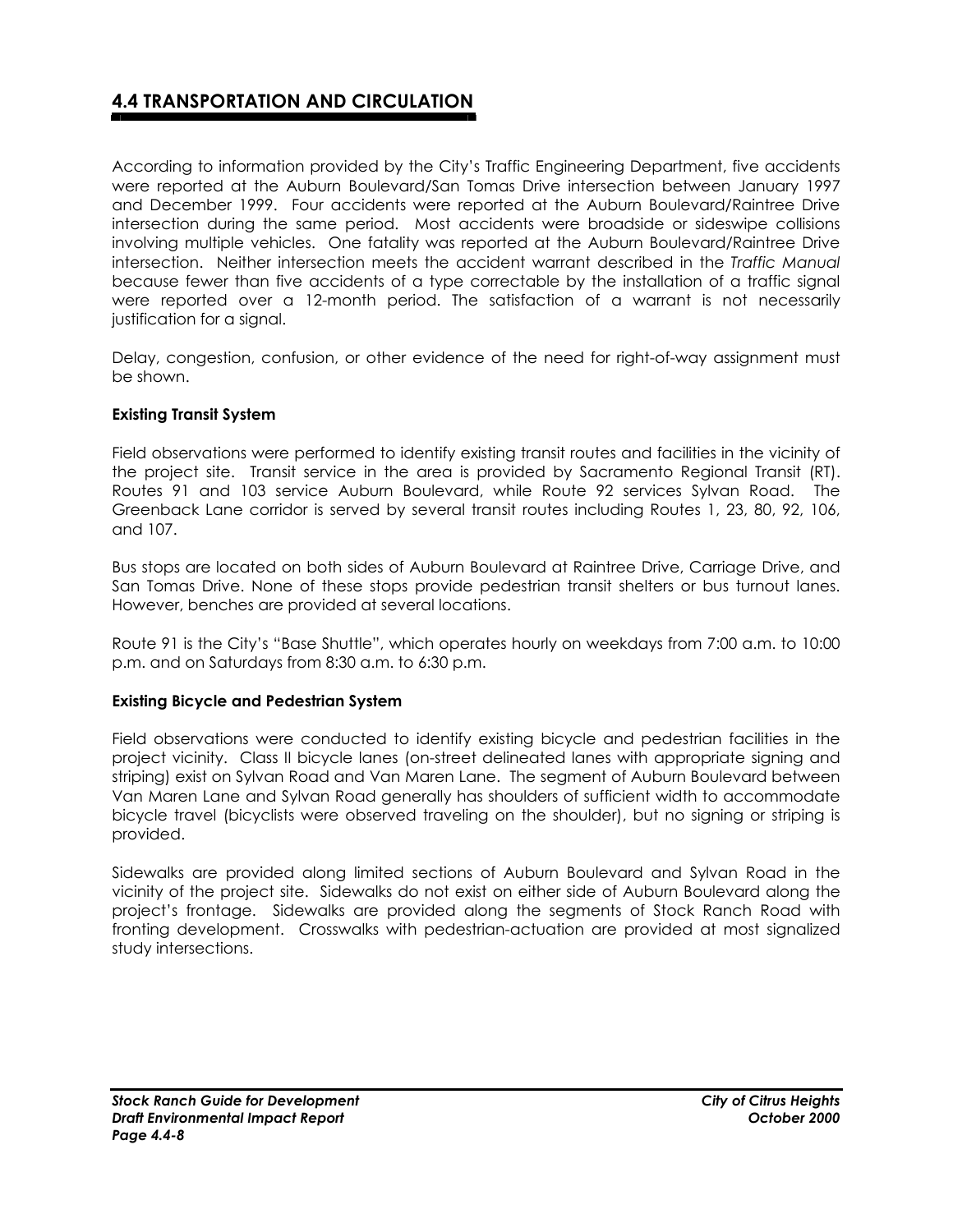## 4.4 TRANSPORTATION AND CIRCULATION

According to information provided by the City's Traffic Engineering Department, five accidents were reported at the Auburn Boulevard/San Tomas Drive intersection between January 1997 and December 1999. Four accidents were reported at the Auburn Boulevard/Raintree Drive intersection during the same period. Most accidents were broadside or sideswipe collisions involving multiple vehicles. One fatality was reported at the Auburn Boulevard/Raintree Drive intersection. Neither intersection meets the accident warrant described in the *Traffic Manual* because fewer than five accidents of a type correctable by the installation of a traffic signal were reported over a 12-month period. The satisfaction of a warrant is not necessarily justification for a signal.

Delay, congestion, confusion, or other evidence of the need for right-of-way assignment must be shown.

**Existing Transit System**

Field observations were performed to identify existing transit routes and facilities in the vicinity of the project site. Transit service in the area is provided by Sacramento Regional Transit (RT). Routes 91 and 103 service Auburn Boulevard, while Route 92 services Sylvan Road. The Greenback Lane corridor is served by several transit routes including Routes 1, 23, 80, 92, 106, and 107.

Bus stops are located on both sides of Auburn Boulevard at Raintree Drive, Carriage Drive, and San Tomas Drive. None of these stops provide pedestrian transit shelters or bus turnout lanes. However, benches are provided at several locations.

Route 91 is the City's "Base Shuttle", which operates hourly on weekdays from 7:00 a.m. to 10:00 p.m. and on Saturdays from 8:30 a.m. to 6:30 p.m.

**Existing Bicycle and Pedestrian System**

Field observations were conducted to identify existing bicycle and pedestrian facilities in the project vicinity. Class II bicycle lanes (on-street delineated lanes with appropriate signing and striping) exist on Sylvan Road and Van Maren Lane. The segment of Auburn Boulevard between Van Maren Lane and Sylvan Road generally has shoulders of sufficient width to accommodate bicycle travel (bicyclists were observed traveling on the shoulder), but no signing or striping is provided.

Sidewalks are provided along limited sections of Auburn Boulevard and Sylvan Road in the vicinity of the project site. Sidewalks do not exist on either side of Auburn Boulevard along the project's frontage. Sidewalks are provided along the segments of Stock Ranch Road with fronting development. Crosswalks with pedestrian-actuation are provided at most signalized study intersections.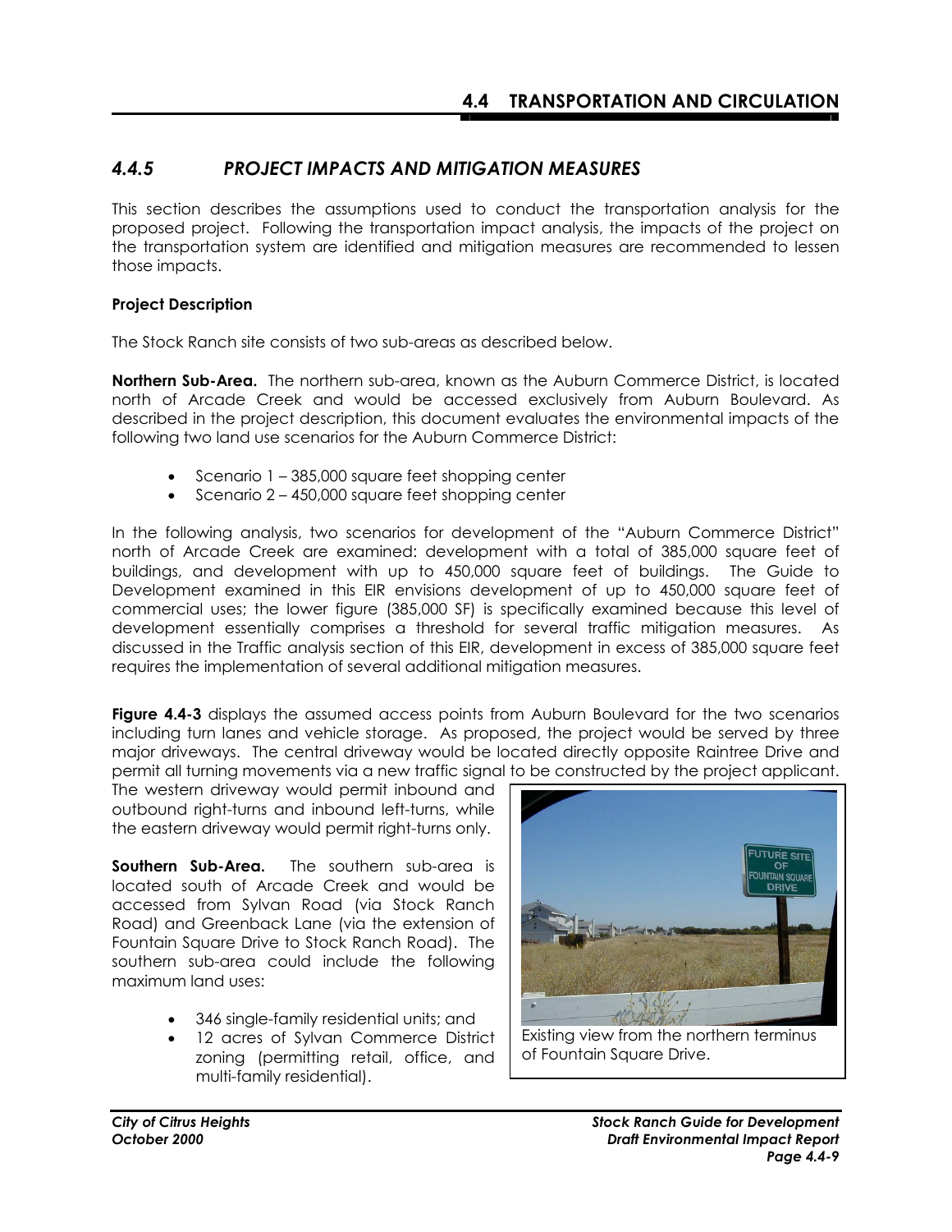## 4.4.5 PROJECT IMPACTS AND MITIGATION MEASURES

This section describes the assumptions used to conduct the transportation analysis for the proposed project. Following the transportation impact analysis, the impacts of the project on the transportation system are identified and mitigation measures are recommended to lessen those impacts.

**Project Description**

The Stock Ranch site consists of two sub-areas as described below.

**Northern Sub-Area.** The northern sub-area, known as the Auburn Commerce District, is located north of Arcade Creek and would be accessed exclusively from Auburn Boulevard. As described in the project description, this document evaluates the environmental impacts of the following two land use scenarios for the Auburn Commerce District:

- Scenario 1 – 385,000 square feet shopping center
- Scenario 2 – 450,000 square feet shopping center

In the following analysis, two scenarios for development of the "Auburn Commerce District" north of Arcade Creek are examined: development with a total of 385,000 square feet of buildings, and development with up to 450,000 square feet of buildings. The Guide to Development examined in this EIR envisions development of up to 450,000 square feet of commercial uses; the lower figure (385,000 SF) is specifically examined because this level of development essentially comprises a threshold for several traffic mitigation measures. As discussed in the Traffic analysis section of this EIR, development in excess of 385,000 square feet requires the implementation of several additional mitigation measures.

**Figure 4.4-3** displays the assumed access points from Auburn Boulevard for the two scenarios including turn lanes and vehicle storage. As proposed, the project would be served by three major driveways. The central driveway would be located directly opposite Raintree Drive and permit all turning movements via a new traffic signal to be constructed by the project applicant. The western driveway would permit inbound and outbound right-turns and inbound left-turns, while the eastern driveway would permit right-turns only.

Existing view from the northern terminus of Fountain Square Drive.

**Southern Sub-Area.** The southern sub-area is located south of Arcade Creek and would be accessed from Sylvan Road (via Stock Ranch Road) and Greenback Lane (via the extension of Fountain Square Drive to Stock Ranch Road). The southern sub-area could include the following maximum land uses:

- 346 single-family residential units; and
- 12 acres of Sylvan Commerce District zoning (permitting retail, office, and multi-family residential).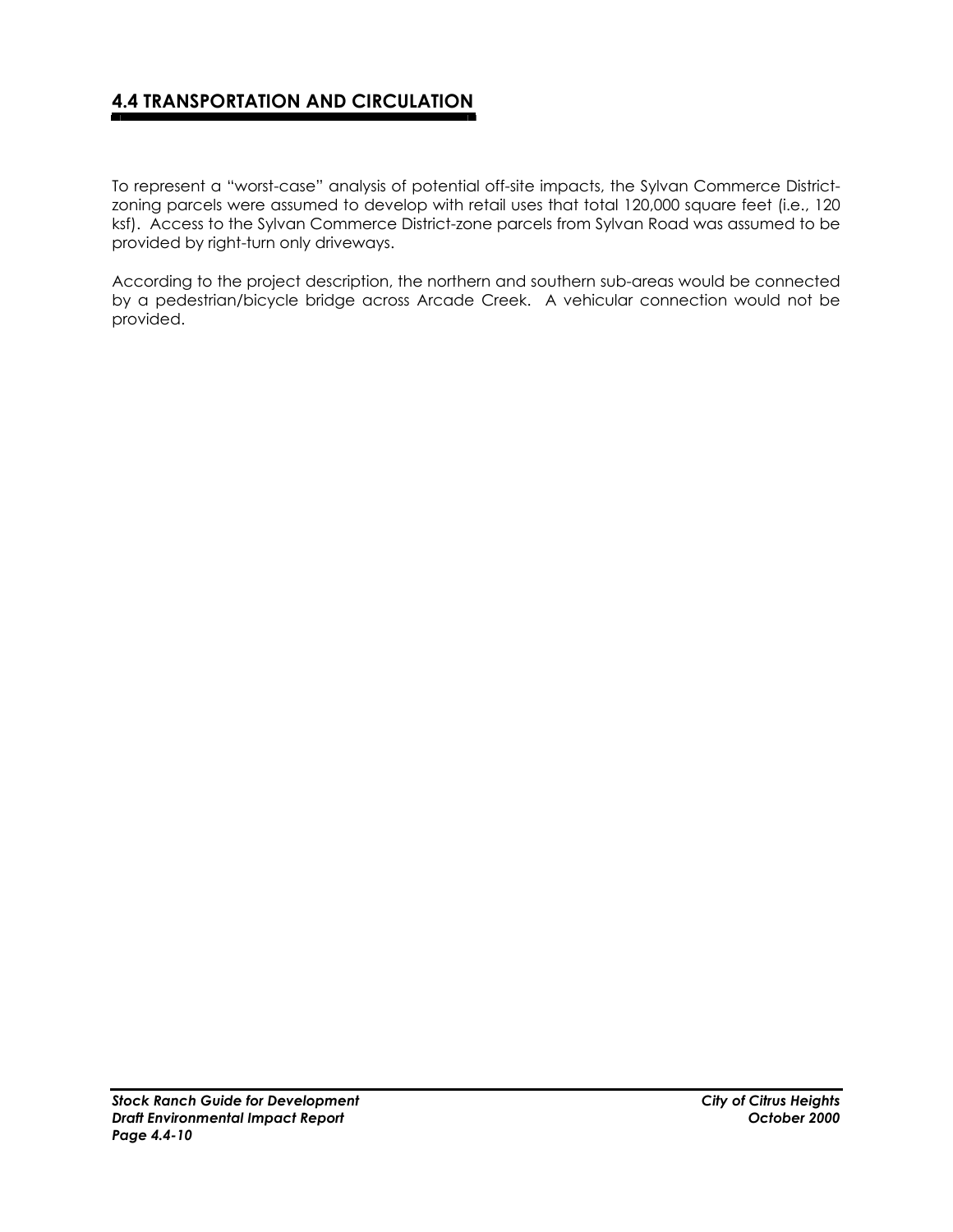## 4.4 TRANSPORTATION AND CIRCULATION

To represent a "worst-case" analysis of potential off-site impacts, the Sylvan Commerce District-zoning parcels were assumed to develop with retail uses that total 120,000 square feet (i.e., 120 ksf). Access to the Sylvan Commerce District-zone parcels from Sylvan Road was assumed to be provided by right-turn only driveways.

According to the project description, the northern and southern sub-areas would be connected by a pedestrian/bicycle bridge across Arcade Creek. A vehicular connection would not be provided.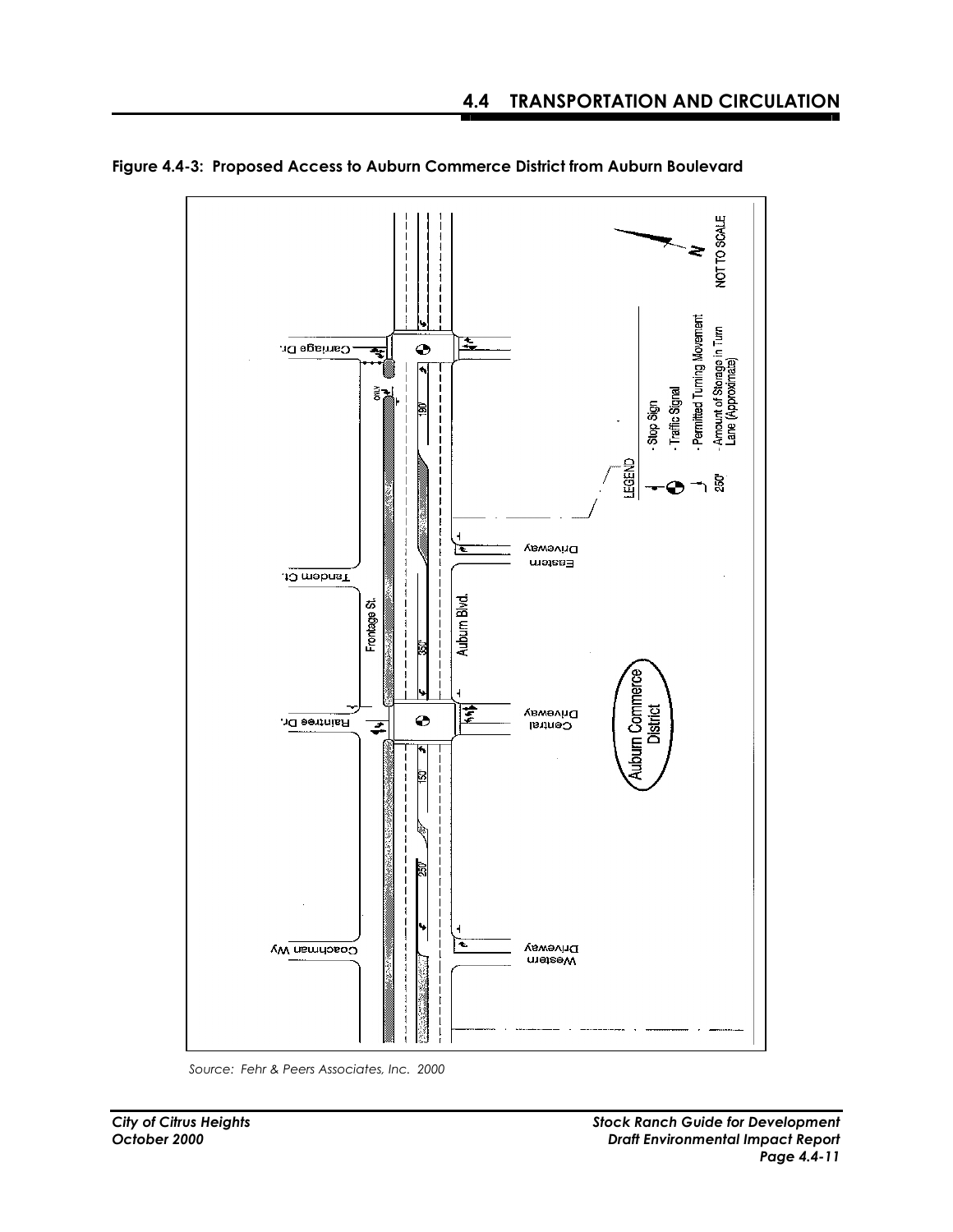## Figure 4.4-3: Proposed Access to Auburn Commerce District from Auburn Boulevard

*Source: Fehr & Peers Associates, Inc. 2000*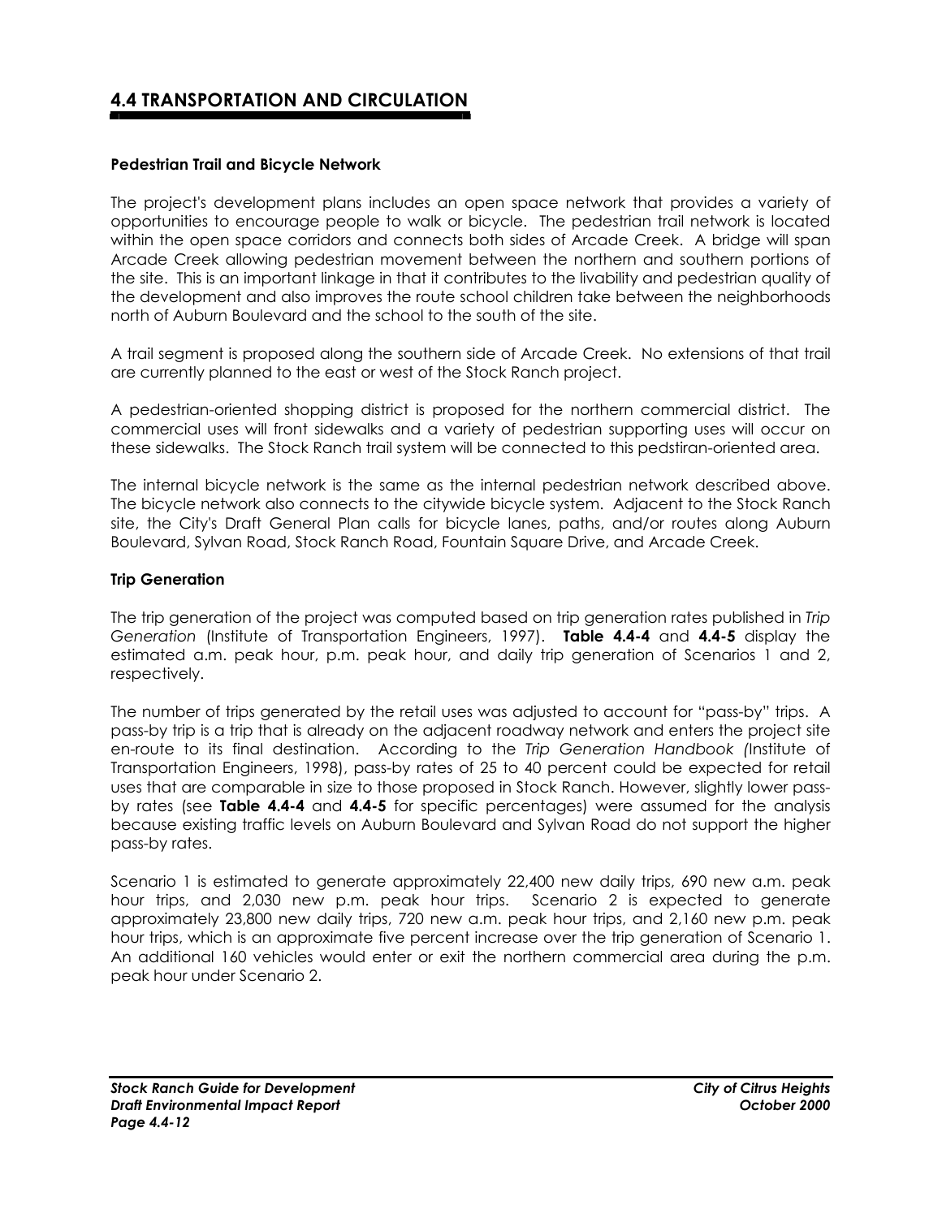## 4.4 TRANSPORTATION AND CIRCULATION

### Pedestrian Trail and Bicycle Network

The project's development plans includes an open space network that provides a variety of opportunities to encourage people to walk or bicycle. The pedestrian trail network is located within the open space corridors and connects both sides of Arcade Creek. A bridge will span Arcade Creek allowing pedestrian movement between the northern and southern portions of the site. This is an important linkage in that it contributes to the livability and pedestrian quality of the development and also improves the route school children take between the neighborhoods north of Auburn Boulevard and the school to the south of the site.

A trail segment is proposed along the southern side of Arcade Creek. No extensions of that trail are currently planned to the east or west of the Stock Ranch project.

A pedestrian-oriented shopping district is proposed for the northern commercial district. The commercial uses will front sidewalks and a variety of pedestrian supporting uses will occur on these sidewalks. The Stock Ranch trail system will be connected to this pedstiran-oriented area.

The internal bicycle network is the same as the internal pedestrian network described above. The bicycle network also connects to the citywide bicycle system. Adjacent to the Stock Ranch site, the City's Draft General Plan calls for bicycle lanes, paths, and/or routes along Auburn Boulevard, Sylvan Road, Stock Ranch Road, Fountain Square Drive, and Arcade Creek.

### Trip Generation

The trip generation of the project was computed based on trip generation rates published in *Trip Generation* (Institute of Transportation Engineers, 1997). **Table 4.4-4** and **4.4-5** display the estimated a.m. peak hour, p.m. peak hour, and daily trip generation of Scenarios 1 and 2, respectively.

The number of trips generated by the retail uses was adjusted to account for "pass-by" trips. A pass-by trip is a trip that is already on the adjacent roadway network and enters the project site en-route to its final destination. According to the *Trip Generation Handbook (*Institute of Transportation Engineers, 1998), pass-by rates of 25 to 40 percent could be expected for retail uses that are comparable in size to those proposed in Stock Ranch. However, slightly lower pass-by rates (see **Table 4.4-4** and **4.4-5** for specific percentages) were assumed for the analysis because existing traffic levels on Auburn Boulevard and Sylvan Road do not support the higher pass-by rates.

Scenario 1 is estimated to generate approximately 22,400 new daily trips, 690 new a.m. peak hour trips, and 2,030 new p.m. peak hour trips. Scenario 2 is expected to generate approximately 23,800 new daily trips, 720 new a.m. peak hour trips, and 2,160 new p.m. peak hour trips, which is an approximate five percent increase over the trip generation of Scenario 1. An additional 160 vehicles would enter or exit the northern commercial area during the p.m. peak hour under Scenario 2.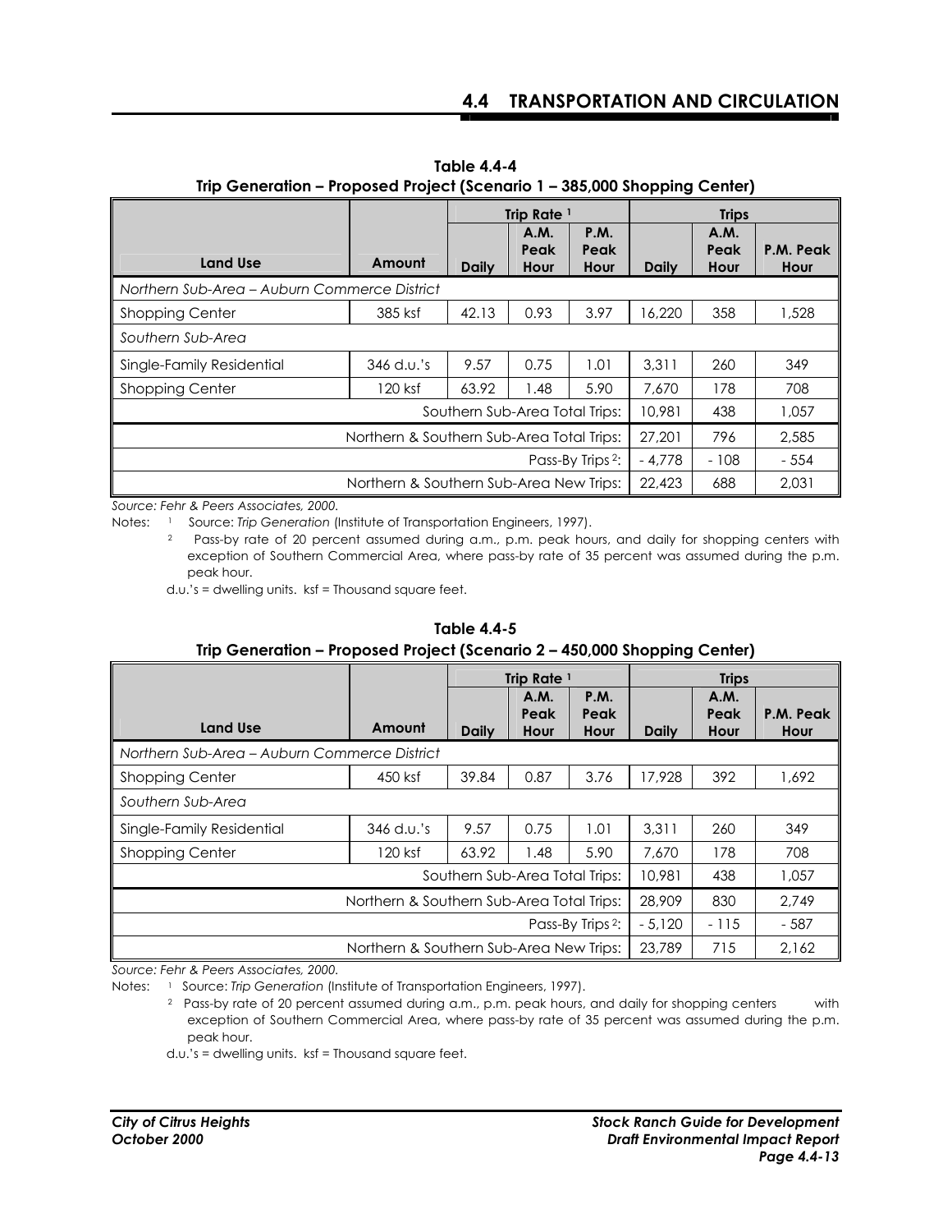**Table 4.4-4**
**Trip Generation – Proposed Project (Scenario 1 – 385,000 Shopping Center)**

| Land Use | Amount | Trip Rate [1] | | | Trips | | |
|---|---|---|---|---|---|---|---|
| | | Daily | A.M. Peak Hour | P.M. Peak Hour | Daily | A.M. Peak Hour | P.M. Peak Hour |
| *Northern Sub-Area – Auburn Commerce District* | | | | | | | |
| Shopping Center | 385 ksf | 42.13 | 0.93 | 3.97 | 16,220 | 358 | 1,528 |
| *Southern Sub-Area* | | | | | | | |
| Single-Family Residential | 346 d.u.'s | 9.57 | 0.75 | 1.01 | 3,311 | 260 | 349 |
| Shopping Center | 120 ksf | 63.92 | 1.48 | 5.90 | 7,670 | 178 | 708 |
| Southern Sub-Area Total Trips: | | | | | 10,981 | 438 | 1,057 |
| Northern & Southern Sub-Area Total Trips: | | | | | 27,201 | 796 | 2,585 |
| Pass-By Trips [2]: | | | | | - 4,778 | - 108 | - 554 |
| Northern & Southern Sub-Area New Trips: | | | | | 22,423 | 688 | 2,031 |

*Source: Fehr & Peers Associates, 2000.*

Notes: [1] Source: *Trip Generation* (Institute of Transportation Engineers, 1997).

[2] Pass-by rate of 20 percent assumed during a.m., p.m. peak hours, and daily for shopping centers with exception of Southern Commercial Area, where pass-by rate of 35 percent was assumed during the p.m. peak hour.

d.u.'s = dwelling units. ksf = Thousand square feet.

**Table 4.4-5**
**Trip Generation – Proposed Project (Scenario 2 – 450,000 Shopping Center)**

| Land Use | Amount | Trip Rate [1] | | | Trips | | |
|---|---|---|---|---|---|---|---|
| | | Daily | A.M. Peak Hour | P.M. Peak Hour | Daily | A.M. Peak Hour | P.M. Peak Hour |
| *Northern Sub-Area – Auburn Commerce District* | | | | | | | |
| Shopping Center | 450 ksf | 39.84 | 0.87 | 3.76 | 17,928 | 392 | 1,692 |
| *Southern Sub-Area* | | | | | | | |
| Single-Family Residential | 346 d.u.'s | 9.57 | 0.75 | 1.01 | 3,311 | 260 | 349 |
| Shopping Center | 120 ksf | 63.92 | 1.48 | 5.90 | 7,670 | 178 | 708 |
| Southern Sub-Area Total Trips: | | | | | 10,981 | 438 | 1,057 |
| Northern & Southern Sub-Area Total Trips: | | | | | 28,909 | 830 | 2,749 |
| Pass-By Trips [2]: | | | | | - 5,120 | - 115 | - 587 |
| Northern & Southern Sub-Area New Trips: | | | | | 23,789 | 715 | 2,162 |

*Source: Fehr & Peers Associates, 2000.*

Notes: [1] Source: *Trip Generation* (Institute of Transportation Engineers, 1997).

[2] Pass-by rate of 20 percent assumed during a.m., p.m. peak hours, and daily for shopping centers with exception of Southern Commercial Area, where pass-by rate of 35 percent was assumed during the p.m. peak hour.

d.u.'s = dwelling units. ksf = Thousand square feet.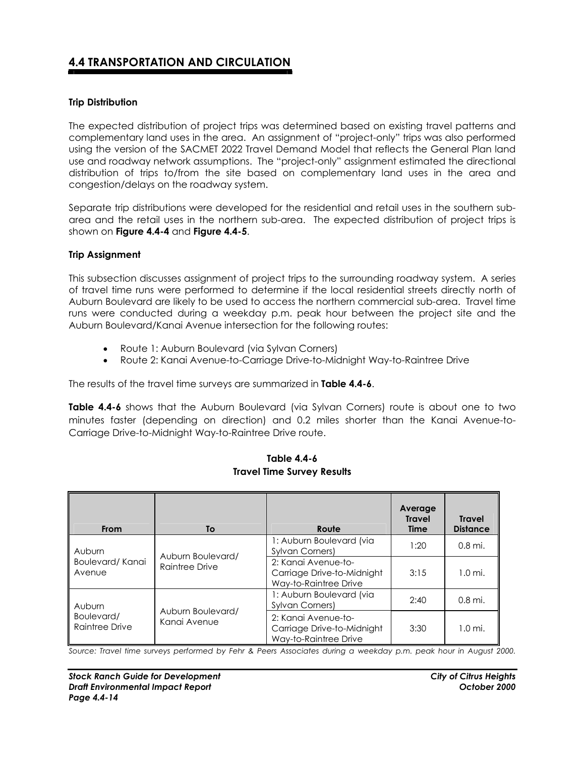## 4.4 TRANSPORTATION AND CIRCULATION

### Trip Distribution

The expected distribution of project trips was determined based on existing travel patterns and complementary land uses in the area. An assignment of "project-only" trips was also performed using the version of the SACMET 2022 Travel Demand Model that reflects the General Plan land use and roadway network assumptions. The "project-only" assignment estimated the directional distribution of trips to/from the site based on complementary land uses in the area and congestion/delays on the roadway system.

Separate trip distributions were developed for the residential and retail uses in the southern sub-area and the retail uses in the northern sub-area. The expected distribution of project trips is shown on **Figure 4.4-4** and **Figure 4.4-5**.

### Trip Assignment

This subsection discusses assignment of project trips to the surrounding roadway system. A series of travel time runs were performed to determine if the local residential streets directly north of Auburn Boulevard are likely to be used to access the northern commercial sub-area. Travel time runs were conducted during a weekday p.m. peak hour between the project site and the Auburn Boulevard/Kanai Avenue intersection for the following routes:

- Route 1: Auburn Boulevard (via Sylvan Corners)
- Route 2: Kanai Avenue-to-Carriage Drive-to-Midnight Way-to-Raintree Drive

The results of the travel time surveys are summarized in **Table 4.4-6**.

**Table 4.4-6** shows that the Auburn Boulevard (via Sylvan Corners) route is about one to two minutes faster (depending on direction) and 0.2 miles shorter than the Kanai Avenue-to-Carriage Drive-to-Midnight Way-to-Raintree Drive route.

**Table 4.4-6**
**Travel Time Survey Results**

| From | To | Route | Average Travel Time | Travel Distance |
|---|---|---|---|---|
| Auburn Boulevard/ Kanai Avenue | Auburn Boulevard/ Raintree Drive | 1: Auburn Boulevard (via Sylvan Corners) | 1:20 | 0.8 mi. |
| | | 2: Kanai Avenue-to-Carriage Drive-to-Midnight Way-to-Raintree Drive | 3:15 | 1.0 mi. |
| Auburn Boulevard/ Raintree Drive | Auburn Boulevard/ Kanai Avenue | 1: Auburn Boulevard (via Sylvan Corners) | 2:40 | 0.8 mi. |
| | | 2: Kanai Avenue-to-Carriage Drive-to-Midnight Way-to-Raintree Drive | 3:30 | 1.0 mi. |

*Source: Travel time surveys performed by Fehr & Peers Associates during a weekday p.m. peak hour in August 2000.*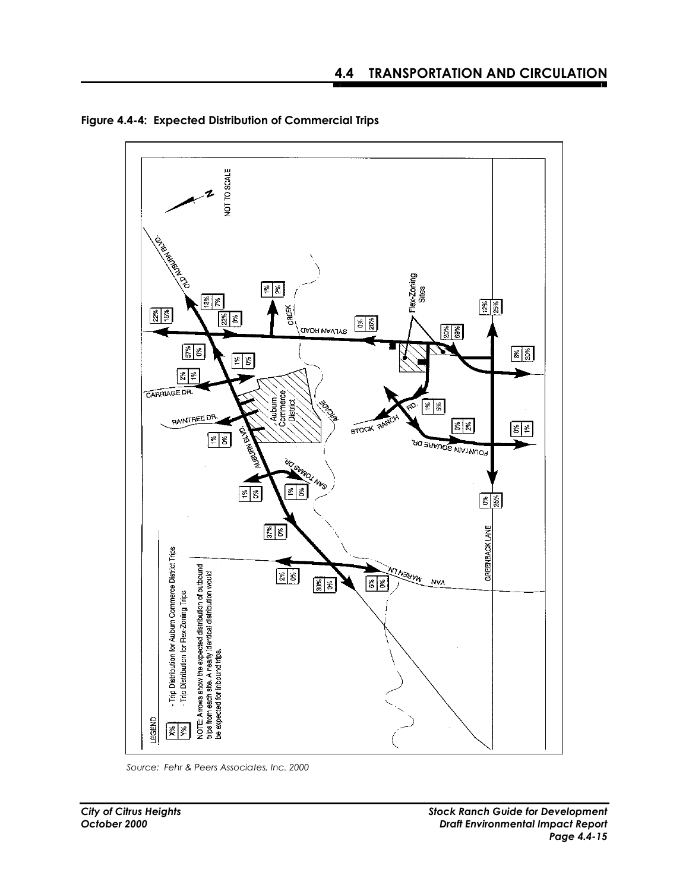## Figure 4.4-4: Expected Distribution of Commercial Trips

NOT TO SCALE

LEGEND

X% - Trip Distribution for Auburn Commerce District Trips

Y% - Trip Distribution for Flex-Zoning Trips

NOTE: Arrows show the expected distribution of outbound trips from each site. A nearly identical distribution would be expected for inbound trips.

*Source: Fehr & Peers Associates, Inc. 2000*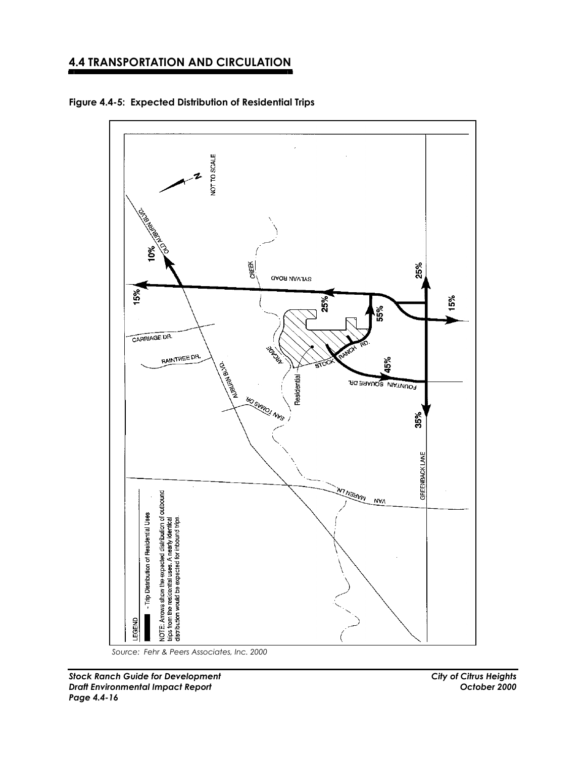## 4.4 TRANSPORTATION AND CIRCULATION

**Figure 4.4-5: Expected Distribution of Residential Trips**

NOT TO SCALE

N

OLD AUBURN BLVD.

10%

15%

CREEK

SYLVAN ROAD

25%

25%

55%

15%

CARRIAGE DR.

RAINTREE DR.

ARCADE

STOCK RANCH RD.

45%

AUBURN BLVD.

Residential

FOUNTAIN SQUARE DR.

SAN TOMAS DR.

35%

GREENBACK LANE

VAN MAREN LN

LEGEND

- Trip Distribution of Residential Uses

NOTE: Arrows show the expected distribution of outbound trips from the residential uses. A nearly identical distribution would be expected for inbound trips.

*Source: Fehr & Peers Associates, Inc. 2000*